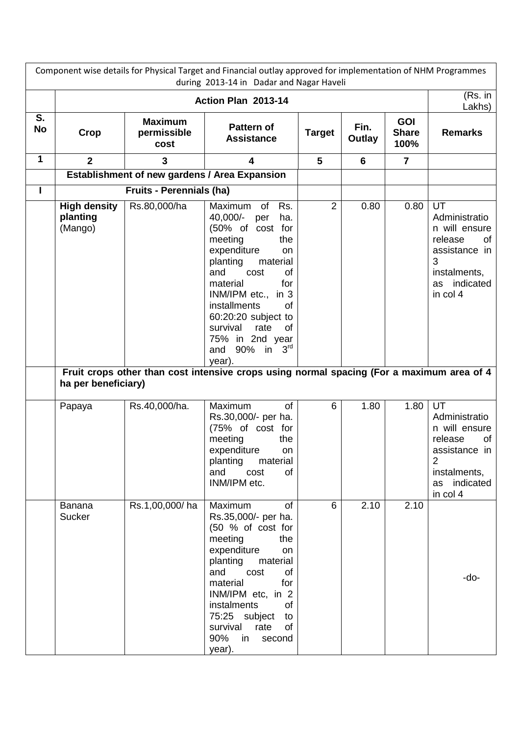Component wise details for Physical Target and Financial outlay approved for implementation of NHM Programmes during 2013-14 in Dadar and Nagar Haveli

| | Action Plan 2013-14 | | | | | | (Rs. in Lakhs) |
|---|---|---|---|---|---|---|---|
| **S. No** | **Crop** | **Maximum permissible cost** | **Pattern of Assistance** | **Target** | **Fin. Outlay** | **GOI Share 100%** | **Remarks** |
| **1** | **2** | **3** | **4** | **5** | **6** | **7** | |
| | **Establishment of new gardens / Area Expansion** | | | | | | |
| **I** | **Fruits - Perennials (ha)** | | | | | | |
| | **High density planting** (Mango) | Rs.80,000/ha | Maximum of Rs. 40,000/- per ha. (50% of cost for meeting the expenditure on planting material and cost of material for INM/IPM etc., in 3 installments of 60:20:20 subject to survival rate of 75% in 2nd year and 90% in 3rd year). | 2 | 0.80 | 0.80 | UT Administration will ensure release of assistance in 3 instalments, as indicated in col 4 |
| | **Fruit crops other than cost intensive crops using normal spacing (For a maximum area of 4 ha per beneficiary)** | | | | | | |
| | Papaya | Rs.40,000/ha. | Maximum of Rs.30,000/- per ha. (75% of cost for meeting the expenditure on planting material and cost of INM/IPM etc. | 6 | 1.80 | 1.80 | UT Administration will ensure release of assistance in 2 instalments, as indicated in col 4 |
| | Banana Sucker | Rs.1,00,000/ ha | Maximum of Rs.35,000/- per ha. (50 % of cost for meeting the expenditure on planting material and cost of material for INM/IPM etc, in 2 instalments of 75:25 subject to survival rate of 90% in second year). | 6 | 2.10 | 2.10 | -do- |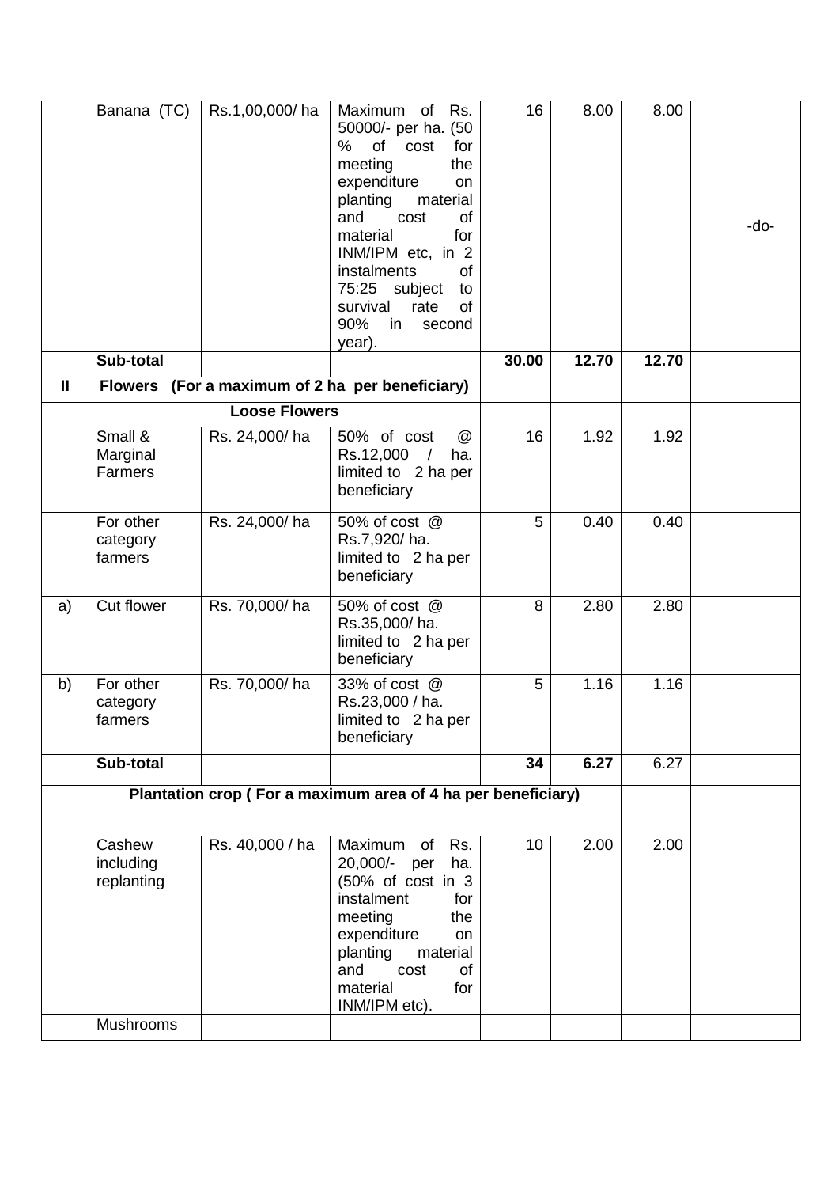| | | | | | | | |
|---|---|---|---|---|---|---|---|
| | Banana (TC) | Rs.1,00,000/ ha | Maximum of Rs. 50000/- per ha. (50 % of cost for meeting the expenditure on planting material and cost of material for INM/IPM etc, in 2 instalments of 75:25 subject to survival rate of 90% in second year). | 16 | 8.00 | 8.00 | -do- |
| | **Sub-total** | | | **30.00** | **12.70** | **12.70** | |
| **II** | **Flowers (For a maximum of 2 ha per beneficiary)** | | | | | | |
| | **Loose Flowers** | | | | | | |
| | Small & Marginal Farmers | Rs. 24,000/ ha | 50% of cost @ Rs.12,000 / ha. limited to 2 ha per beneficiary | 16 | 1.92 | 1.92 | |
| | For other category farmers | Rs. 24,000/ ha | 50% of cost @ Rs.7,920/ ha. limited to 2 ha per beneficiary | 5 | 0.40 | 0.40 | |
| a) | Cut flower | Rs. 70,000/ ha | 50% of cost @ Rs.35,000/ ha. limited to 2 ha per beneficiary | 8 | 2.80 | 2.80 | |
| b) | For other category farmers | Rs. 70,000/ ha | 33% of cost @ Rs.23,000 / ha. limited to 2 ha per beneficiary | 5 | 1.16 | 1.16 | |
| | **Sub-total** | | | **34** | **6.27** | 6.27 | |
| | **Plantation crop ( For a maximum area of 4 ha per beneficiary)** | | | | | | |
| | Cashew including replanting | Rs. 40,000 / ha | Maximum of Rs. 20,000/- per ha. (50% of cost in 3 instalment for meeting the expenditure on planting material and cost of material for INM/IPM etc). | 10 | 2.00 | 2.00 | |
| | Mushrooms | | | | | | |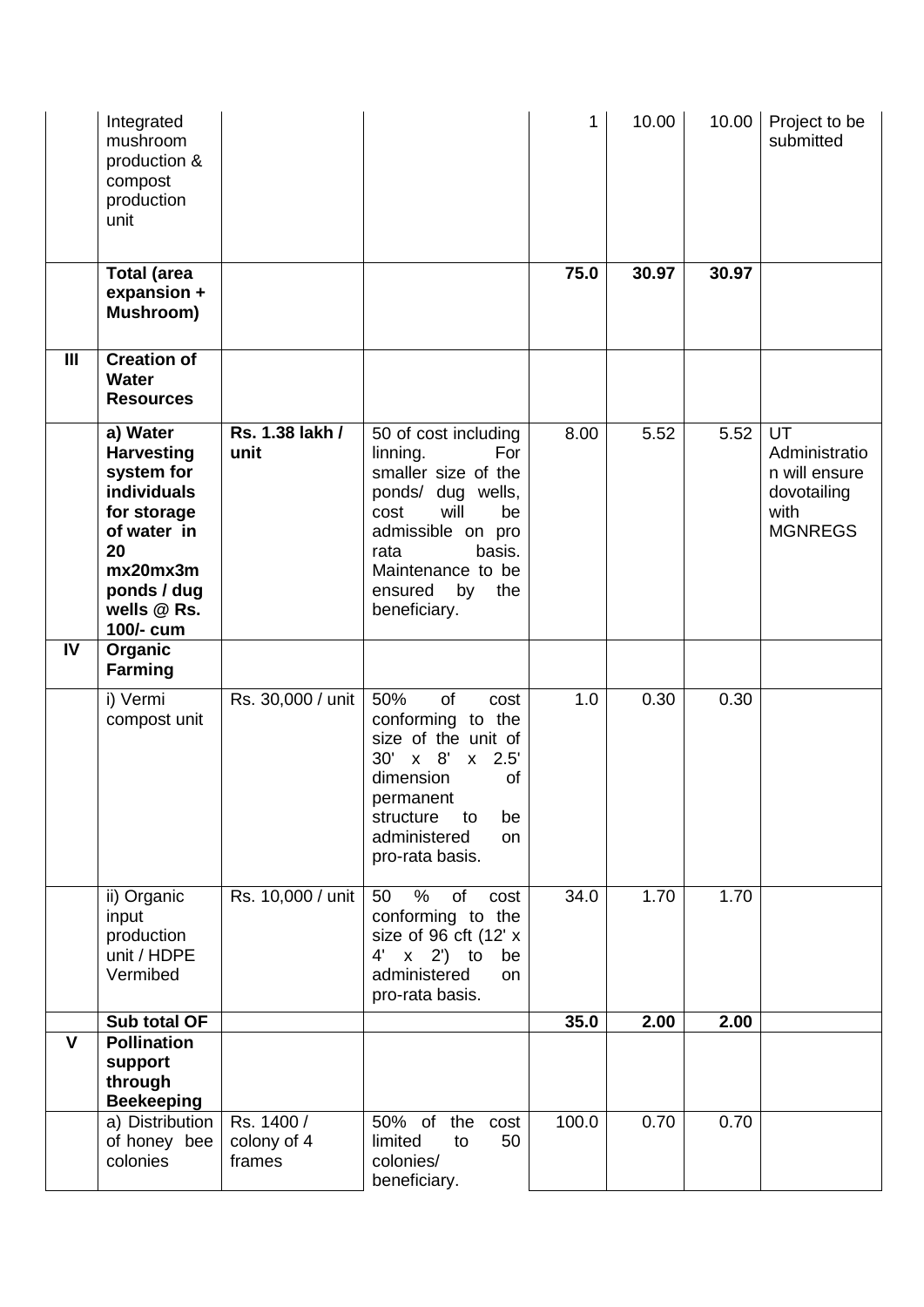|  |  |  |  |  |  |  |  |
|---|---|---|---|---|---|---|---|
|  | Integrated mushroom production & compost production unit |  |  | 1 | 10.00 | 10.00 | Project to be submitted |
|  | **Total (area expansion + Mushroom)** |  |  | **75.0** | **30.97** | **30.97** |  |
| **III** | **Creation of Water Resources** |  |  |  |  |  |  |
|  | **a) Water Harvesting system for individuals for storage of water in 20 mx20mx3m ponds / dug wells @ Rs. 100/- cum** | **Rs. 1.38 lakh / unit** | 50 of cost including linning. For smaller size of the ponds/ dug wells, cost will be admissible on pro rata basis. Maintenance to be ensured by the beneficiary. | 8.00 | 5.52 | 5.52 | UT Administration will ensure dovotailing with MGNREGS |
| **IV** | **Organic Farming** |  |  |  |  |  |  |
|  | i) Vermi compost unit | Rs. 30,000 / unit | 50% of cost conforming to the size of the unit of 30' x 8' x 2.5' dimension of permanent structure to be administered on pro-rata basis. | 1.0 | 0.30 | 0.30 |  |
|  | ii) Organic input production unit / HDPE Vermibed | Rs. 10,000 / unit | 50 % of cost conforming to the size of 96 cft (12' x 4' x 2') to be administered on pro-rata basis. | 34.0 | 1.70 | 1.70 |  |
|  | **Sub total OF** |  |  | **35.0** | **2.00** | **2.00** |  |
| **V** | **Pollination support through Beekeeping** |  |  |  |  |  |  |
|  | a) Distribution of honey bee colonies | Rs. 1400 / colony of 4 frames | 50% of the cost limited to 50 colonies/ beneficiary. | 100.0 | 0.70 | 0.70 |  |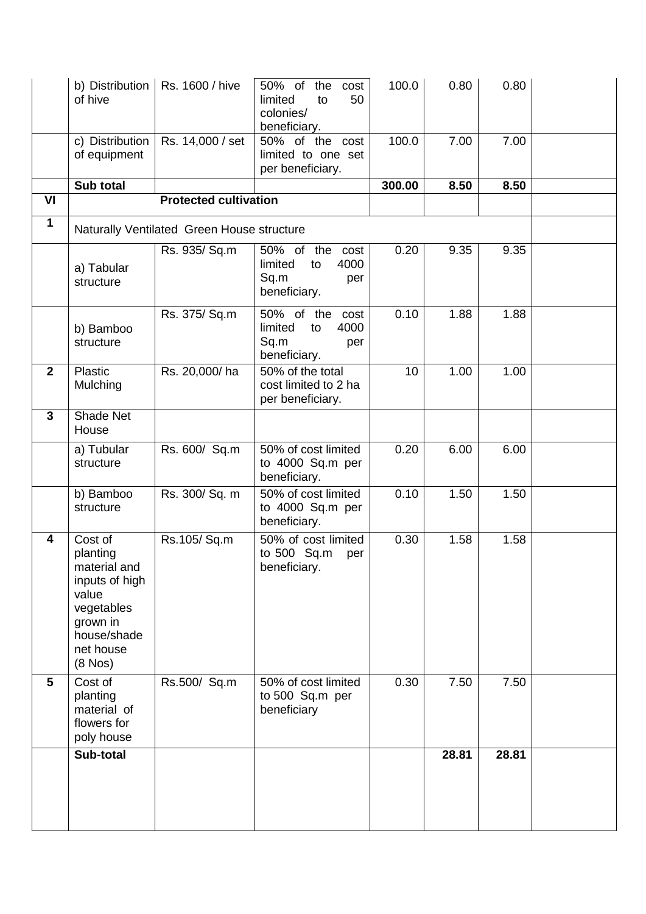| | | | | | | | |
|---|---|---|---|---|---|---|---|
| | b) Distribution of hive | Rs. 1600 / hive | 50% of the cost limited to 50 colonies/ beneficiary. | 100.0 | 0.80 | 0.80 | |
| | c) Distribution of equipment | Rs. 14,000 / set | 50% of the cost limited to one set per beneficiary. | 100.0 | 7.00 | 7.00 | |
| | **Sub total** | | | **300.00** | **8.50** | **8.50** | |
| **VI** | **Protected cultivation** | | | | | | |
| **1** | Naturally Ventilated Green House structure | | | | | | |
| | a) Tabular structure | Rs. 935/ Sq.m | 50% of the cost limited to 4000 Sq.m per beneficiary. | 0.20 | 9.35 | 9.35 | |
| | b) Bamboo structure | Rs. 375/ Sq.m | 50% of the cost limited to 4000 Sq.m per beneficiary. | 0.10 | 1.88 | 1.88 | |
| **2** | Plastic Mulching | Rs. 20,000/ ha | 50% of the total cost limited to 2 ha per beneficiary. | 10 | 1.00 | 1.00 | |
| **3** | Shade Net House | | | | | | |
| | a) Tubular structure | Rs. 600/ Sq.m | 50% of cost limited to 4000 Sq.m per beneficiary. | 0.20 | 6.00 | 6.00 | |
| | b) Bamboo structure | Rs. 300/ Sq. m | 50% of cost limited to 4000 Sq.m per beneficiary. | 0.10 | 1.50 | 1.50 | |
| **4** | Cost of planting material and inputs of high value vegetables grown in house/shade net house (8 Nos) | Rs.105/ Sq.m | 50% of cost limited to 500 Sq.m per beneficiary. | 0.30 | 1.58 | 1.58 | |
| **5** | Cost of planting material of flowers for poly house | Rs.500/ Sq.m | 50% of cost limited to 500 Sq.m per beneficiary | 0.30 | 7.50 | 7.50 | |
| | **Sub-total** | | | | **28.81** | **28.81** | |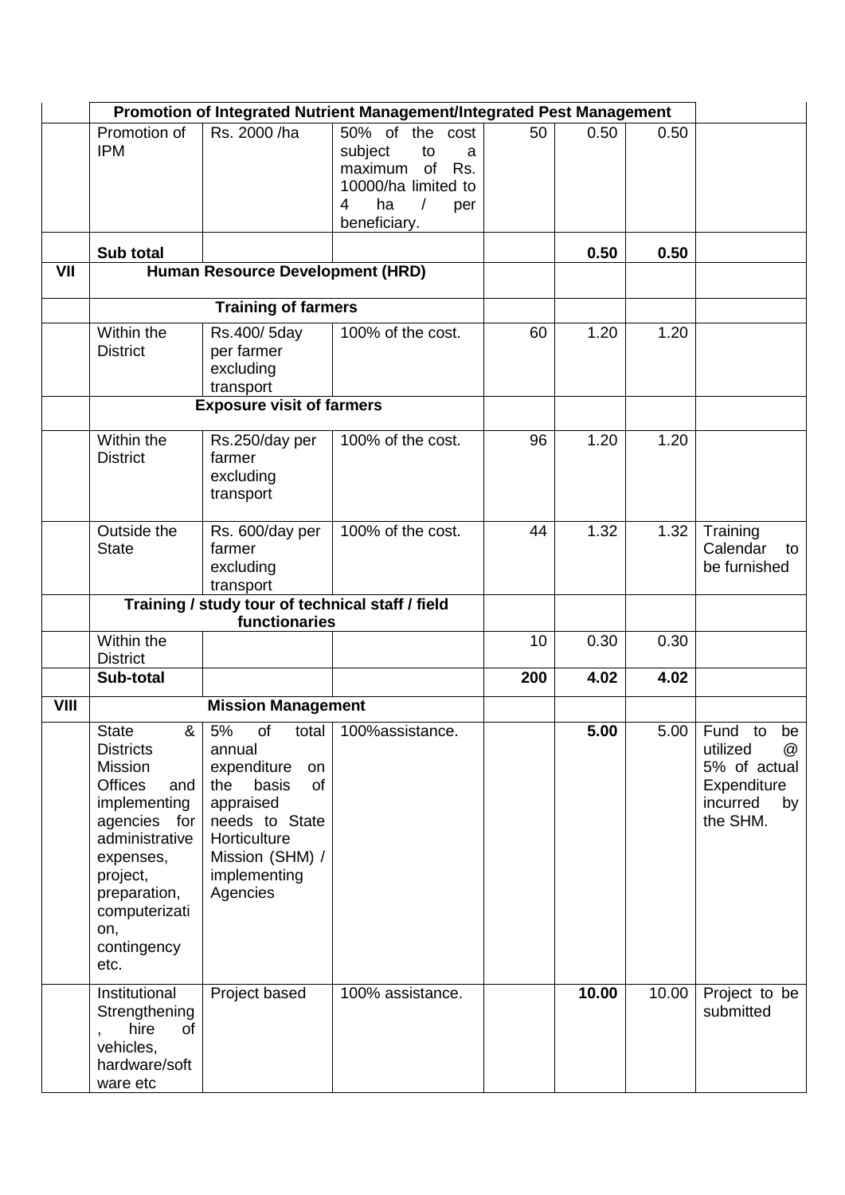| | | | | | | | |
|---|---|---|---|---|---|---|---|
| | **Promotion of Integrated Nutrient Management/Integrated Pest Management** | | | | | | |
| | Promotion of IPM | Rs. 2000 /ha | 50% of the cost subject to a maximum of Rs. 10000/ha limited to 4 ha / per beneficiary. | 50 | 0.50 | 0.50 | |
| | **Sub total** | | | | **0.50** | **0.50** | |
| **VII** | **Human Resource Development (HRD)** | | | | | | |
| | **Training of farmers** | | | | | | |
| | Within the District | Rs.400/ 5day per farmer excluding transport | 100% of the cost. | 60 | 1.20 | 1.20 | |
| | **Exposure visit of farmers** | | | | | | |
| | Within the District | Rs.250/day per farmer excluding transport | 100% of the cost. | 96 | 1.20 | 1.20 | |
| | Outside the State | Rs. 600/day per farmer excluding transport | 100% of the cost. | 44 | 1.32 | 1.32 | Training Calendar to be furnished |
| | **Training / study tour of technical staff / field functionaries** | | | | | | |
| | Within the District | | | 10 | 0.30 | 0.30 | |
| | **Sub-total** | | | **200** | **4.02** | **4.02** | |
| **VIII** | **Mission Management** | | | | | | |
| | State & Districts Mission Offices and implementing agencies for administrative expenses, project, preparation, computerization, contingency etc. | 5% of total annual expenditure on the basis of appraised needs to State Horticulture Mission (SHM) / implementing Agencies | 100%assistance. | | **5.00** | 5.00 | Fund to be utilized @ 5% of actual Expenditure incurred by the SHM. |
| | Institutional Strengthening, hire of vehicles, hardware/software etc | Project based | 100% assistance. | | **10.00** | 10.00 | Project to be submitted |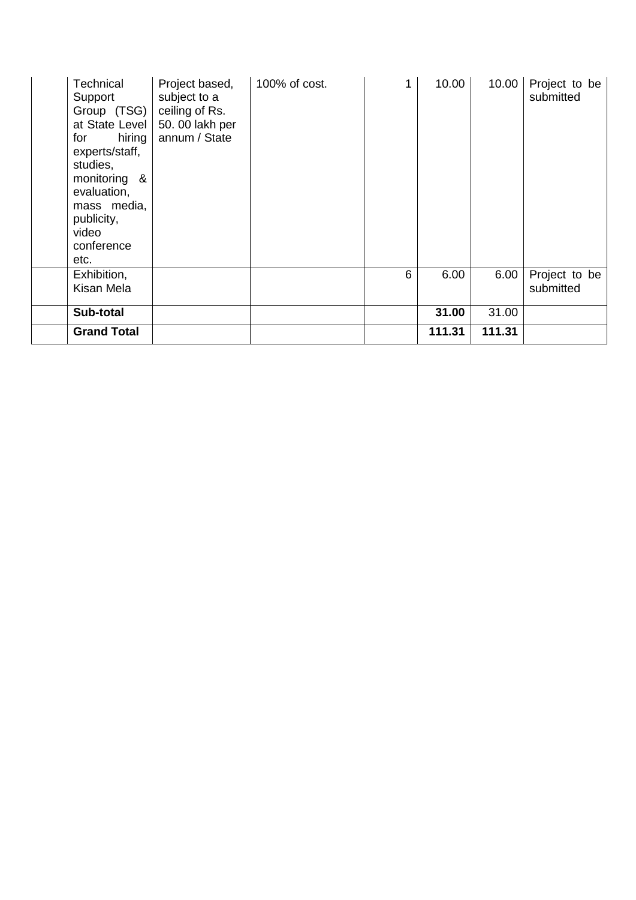| | | | | | | | |
|---|---|---|---|---|---|---|---|
| | Technical Support Group (TSG) at State Level for hiring experts/staff, studies, monitoring & evaluation, mass media, publicity, video conference etc. | Project based, subject to a ceiling of Rs. 50. 00 lakh per annum / State | 100% of cost. | 1 | 10.00 | 10.00 | Project to be submitted |
| | Exhibition, Kisan Mela | | | 6 | 6.00 | 6.00 | Project to be submitted |
| | **Sub-total** | | | | **31.00** | 31.00 | |
| | **Grand Total** | | | | **111.31** | **111.31** | |